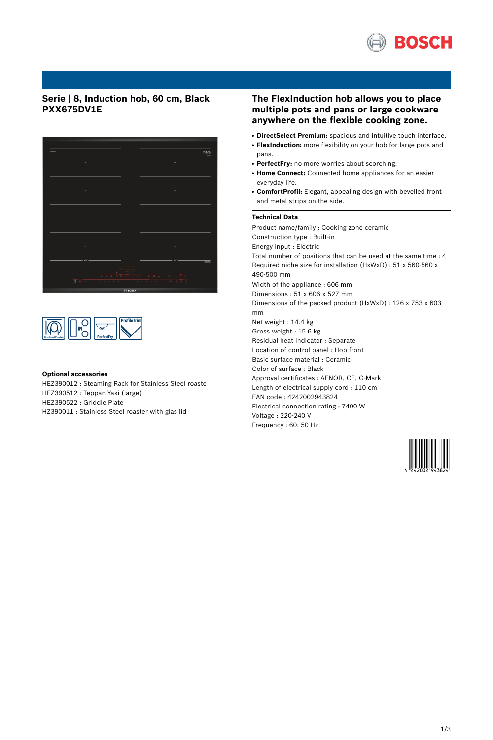# Serie | 8, Induction hob, 60 cm, Black
# PXX675DV1E

## The FlexInduction hob allows you to place multiple pots and pans or large cookware anywhere on the flexible cooking zone.

- **DirectSelect Premium:** spacious and intuitive touch interface.
- **FlexInduction:** more flexibility on your hob for large pots and pans.
- **PerfectFry:** no more worries about scorching.
- **Home Connect:** Connected home appliances for an easier everyday life.
- **ComfortProfil:** Elegant, appealing design with bevelled front and metal strips on the side.

### Technical Data

Product name/family : Cooking zone ceramic
Construction type : Built-in
Energy input : Electric
Total number of positions that can be used at the same time : 4
Required niche size for installation (HxWxD) : 51 x 560-560 x 490-500 mm
Width of the appliance : 606 mm
Dimensions : 51 x 606 x 527 mm
Dimensions of the packed product (HxWxD) : 126 x 753 x 603 mm
Net weight : 14.4 kg
Gross weight : 15.6 kg
Residual heat indicator : Separate
Location of control panel : Hob front
Basic surface material : Ceramic
Color of surface : Black
Approval certificates : AENOR, CE, G-Mark
Length of electrical supply cord : 110 cm
EAN code : 4242002943824
Electrical connection rating : 7400 W
Voltage : 220-240 V
Frequency : 60; 50 Hz

### Optional accessories

HEZ390012 : Steaming Rack for Stainless Steel roaste
HEZ390512 : Teppan Yaki (large)
HEZ390522 : Griddle Plate
HZ390011 : Stainless Steel roaster with glas lid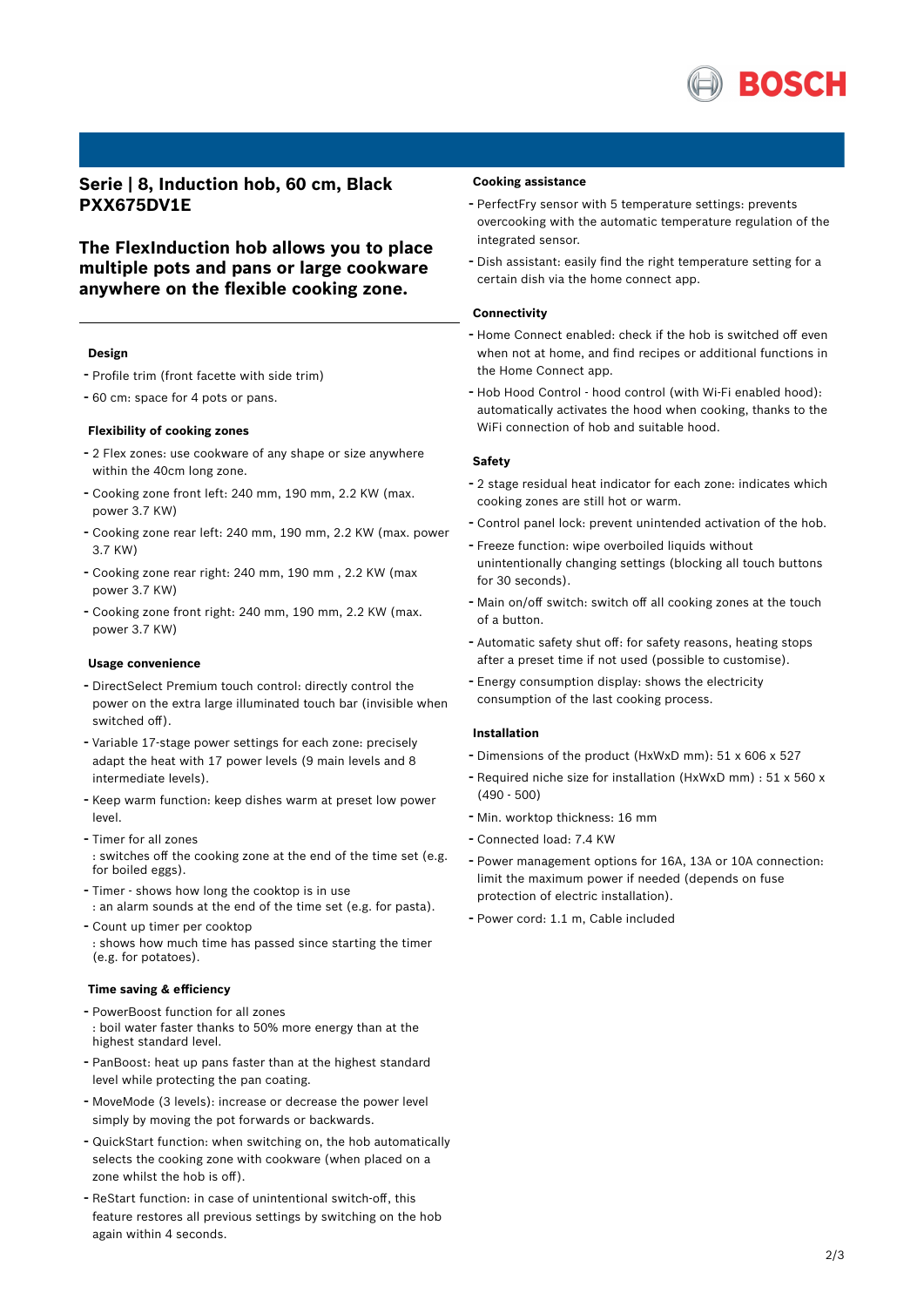# Serie | 8, Induction hob, 60 cm, Black PXX675DV1E

## The FlexInduction hob allows you to place multiple pots and pans or large cookware anywhere on the flexible cooking zone.

### Design

- Profile trim (front facette with side trim)
- 60 cm: space for 4 pots or pans.

### Flexibility of cooking zones

- 2 Flex zones: use cookware of any shape or size anywhere within the 40cm long zone.
- Cooking zone front left: 240 mm, 190 mm, 2.2 KW (max. power 3.7 KW)
- Cooking zone rear left: 240 mm, 190 mm, 2.2 KW (max. power 3.7 KW)
- Cooking zone rear right: 240 mm, 190 mm , 2.2 KW (max power 3.7 KW)
- Cooking zone front right: 240 mm, 190 mm, 2.2 KW (max. power 3.7 KW)

### Usage convenience

- DirectSelect Premium touch control: directly control the power on the extra large illuminated touch bar (invisible when switched off).
- Variable 17-stage power settings for each zone: precisely adapt the heat with 17 power levels (9 main levels and 8 intermediate levels).
- Keep warm function: keep dishes warm at preset low power level.
- Timer for all zones
  : switches off the cooking zone at the end of the time set (e.g. for boiled eggs).
- Timer - shows how long the cooktop is in use
  : an alarm sounds at the end of the time set (e.g. for pasta).
- Count up timer per cooktop
  : shows how much time has passed since starting the timer (e.g. for potatoes).

### Time saving & efficiency

- PowerBoost function for all zones
  : boil water faster thanks to 50% more energy than at the highest standard level.
- PanBoost: heat up pans faster than at the highest standard level while protecting the pan coating.
- MoveMode (3 levels): increase or decrease the power level simply by moving the pot forwards or backwards.
- QuickStart function: when switching on, the hob automatically selects the cooking zone with cookware (when placed on a zone whilst the hob is off).
- ReStart function: in case of unintentional switch-off, this feature restores all previous settings by switching on the hob again within 4 seconds.

### Cooking assistance

- PerfectFry sensor with 5 temperature settings: prevents overcooking with the automatic temperature regulation of the integrated sensor.
- Dish assistant: easily find the right temperature setting for a certain dish via the home connect app.

### Connectivity

- Home Connect enabled: check if the hob is switched off even when not at home, and find recipes or additional functions in the Home Connect app.
- Hob Hood Control - hood control (with Wi-Fi enabled hood): automatically activates the hood when cooking, thanks to the WiFi connection of hob and suitable hood.

### Safety

- 2 stage residual heat indicator for each zone: indicates which cooking zones are still hot or warm.
- Control panel lock: prevent unintended activation of the hob.
- Freeze function: wipe overboiled liquids without unintentionally changing settings (blocking all touch buttons for 30 seconds).
- Main on/off switch: switch off all cooking zones at the touch of a button.
- Automatic safety shut off: for safety reasons, heating stops after a preset time if not used (possible to customise).
- Energy consumption display: shows the electricity consumption of the last cooking process.

### Installation

- Dimensions of the product (HxWxD mm): 51 x 606 x 527
- Required niche size for installation (HxWxD mm) : 51 x 560 x (490 - 500)
- Min. worktop thickness: 16 mm
- Connected load: 7.4 KW
- Power management options for 16A, 13A or 10A connection: limit the maximum power if needed (depends on fuse protection of electric installation).
- Power cord: 1.1 m, Cable included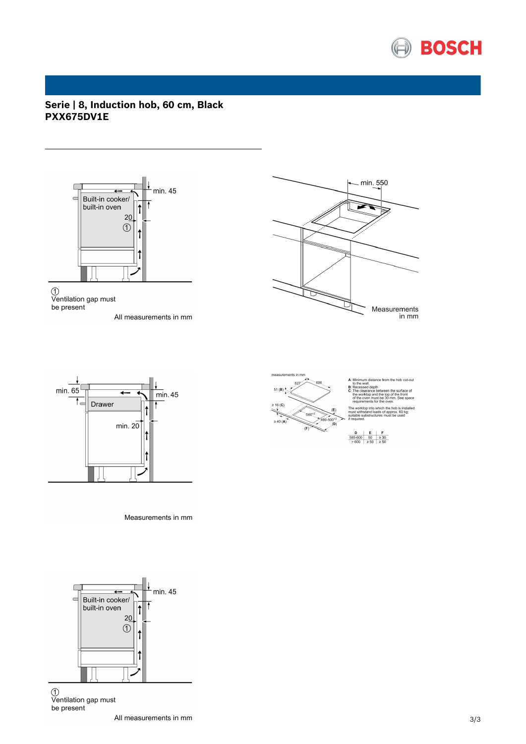**Serie | 8, Induction hob, 60 cm, Black**
**PXX675DV1E**

Built-in cooker/
built-in oven
min. 45
20
①

① Ventilation gap must be present

All measurements in mm

min. 550

Measurements in mm

min. 65
Drawer
min. 45
min. 20

Measurements in mm

measurements in mm
527
606
51 (B)
≥ 16 (C)
560+2
(E)
490-500+2
(D)
≥ 40 (A)
(F)

A: Minimum distance from the hob cut-out to the wall.
B: Recessed depth
C: The clearance between the surface of the worktop and the top of the front of the oven must be 30 mm. See space requirements for the oven.

The worktop into which the hob is installed must withstand loads of approx. 60 kg; suitable substructures must be used if required.

| D | E | F |
|---|---|---|
| 585-600 | 50 | ≥ 35 |
| > 600 | ≥ 50 | ≥ 50 |

Built-in cooker/
built-in oven
min. 45
20
①

① Ventilation gap must be present

All measurements in mm